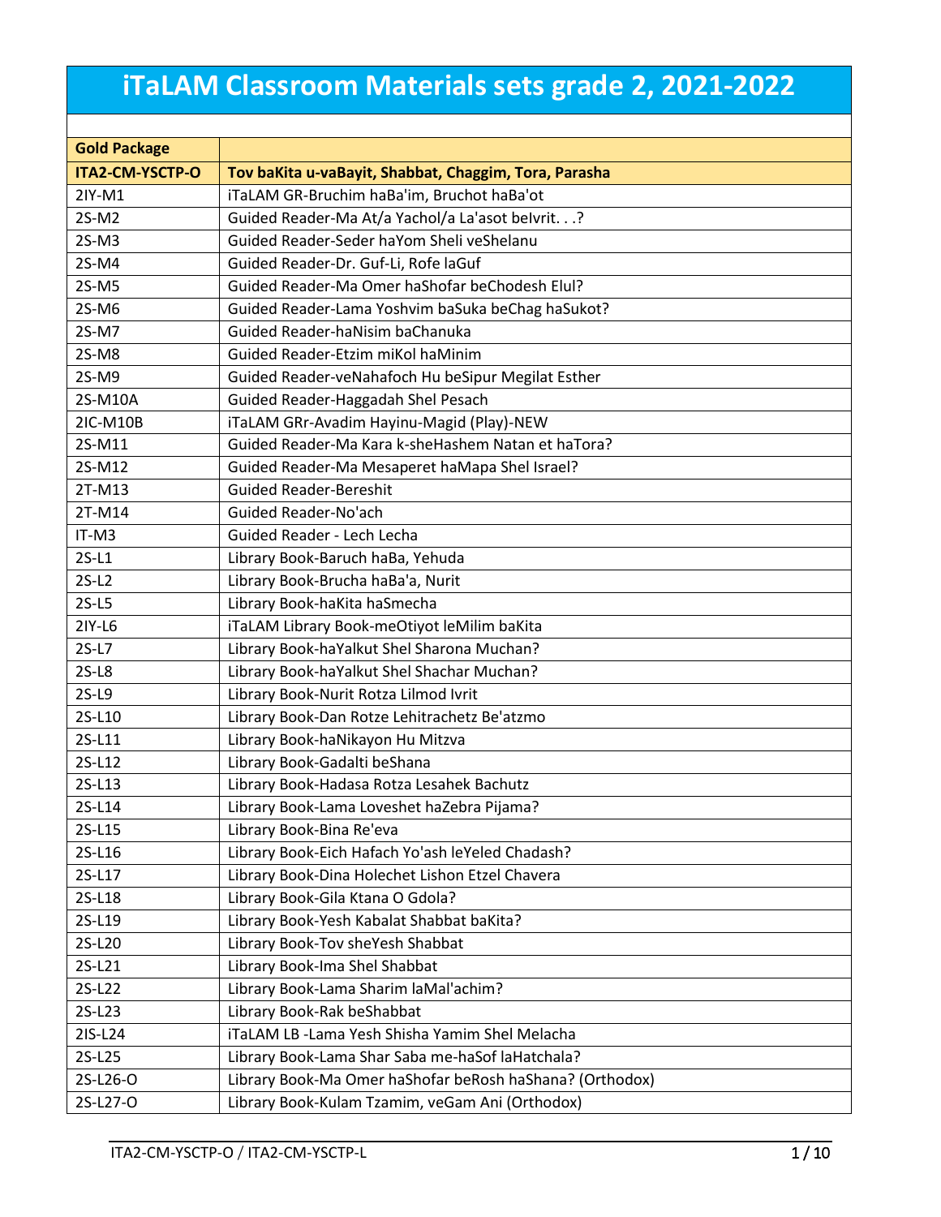# iTaLAM Classroom Materials sets grade 2, 2021-2022

| | |
|---|---|
| **Gold Package** | |
| **ITA2-CM-YSCTP-O** | **Tov baKita u-vaBayit, Shabbat, Chaggim, Tora, Parasha** |
| 2IY-M1 | iTaLAM GR-Bruchim haBa'im, Bruchot haBa'ot |
| 2S-M2 | Guided Reader-Ma At/a Yachol/a La'asot beIvrit. . .? |
| 2S-M3 | Guided Reader-Seder haYom Sheli veShelanu |
| 2S-M4 | Guided Reader-Dr. Guf-Li, Rofe laGuf |
| 2S-M5 | Guided Reader-Ma Omer haShofar beChodesh Elul? |
| 2S-M6 | Guided Reader-Lama Yoshvim baSuka beChag haSukot? |
| 2S-M7 | Guided Reader-haNisim baChanuka |
| 2S-M8 | Guided Reader-Etzim miKol haMinim |
| 2S-M9 | Guided Reader-veNahafoch Hu beSipur Megilat Esther |
| 2S-M10A | Guided Reader-Haggadah Shel Pesach |
| 2IC-M10B | iTaLAM GRr-Avadim Hayinu-Magid (Play)-NEW |
| 2S-M11 | Guided Reader-Ma Kara k-sheHashem Natan et haTora? |
| 2S-M12 | Guided Reader-Ma Mesaperet haMapa Shel Israel? |
| 2T-M13 | Guided Reader-Bereshit |
| 2T-M14 | Guided Reader-No'ach |
| IT-M3 | Guided Reader - Lech Lecha |
| 2S-L1 | Library Book-Baruch haBa, Yehuda |
| 2S-L2 | Library Book-Brucha haBa'a, Nurit |
| 2S-L5 | Library Book-haKita haSmecha |
| 2IY-L6 | iTaLAM Library Book-meOtiyot leMilim baKita |
| 2S-L7 | Library Book-haYalkut Shel Sharona Muchan? |
| 2S-L8 | Library Book-haYalkut Shel Shachar Muchan? |
| 2S-L9 | Library Book-Nurit Rotza Lilmod Ivrit |
| 2S-L10 | Library Book-Dan Rotze Lehitrachetz Be'atzmo |
| 2S-L11 | Library Book-haNikayon Hu Mitzva |
| 2S-L12 | Library Book-Gadalti beShana |
| 2S-L13 | Library Book-Hadasa Rotza Lesahek Bachutz |
| 2S-L14 | Library Book-Lama Loveshet haZebra Pijama? |
| 2S-L15 | Library Book-Bina Re'eva |
| 2S-L16 | Library Book-Eich Hafach Yo'ash leYeled Chadash? |
| 2S-L17 | Library Book-Dina Holechet Lishon Etzel Chavera |
| 2S-L18 | Library Book-Gila Ktana O Gdola? |
| 2S-L19 | Library Book-Yesh Kabalat Shabbat baKita? |
| 2S-L20 | Library Book-Tov sheYesh Shabbat |
| 2S-L21 | Library Book-Ima Shel Shabbat |
| 2S-L22 | Library Book-Lama Sharim laMal'achim? |
| 2S-L23 | Library Book-Rak beShabbat |
| 2IS-L24 | iTaLAM LB -Lama Yesh Shisha Yamim Shel Melacha |
| 2S-L25 | Library Book-Lama Shar Saba me-haSof laHatchala? |
| 2S-L26-O | Library Book-Ma Omer haShofar beRosh haShana? (Orthodox) |
| 2S-L27-O | Library Book-Kulam Tzamim, veGam Ani (Orthodox) |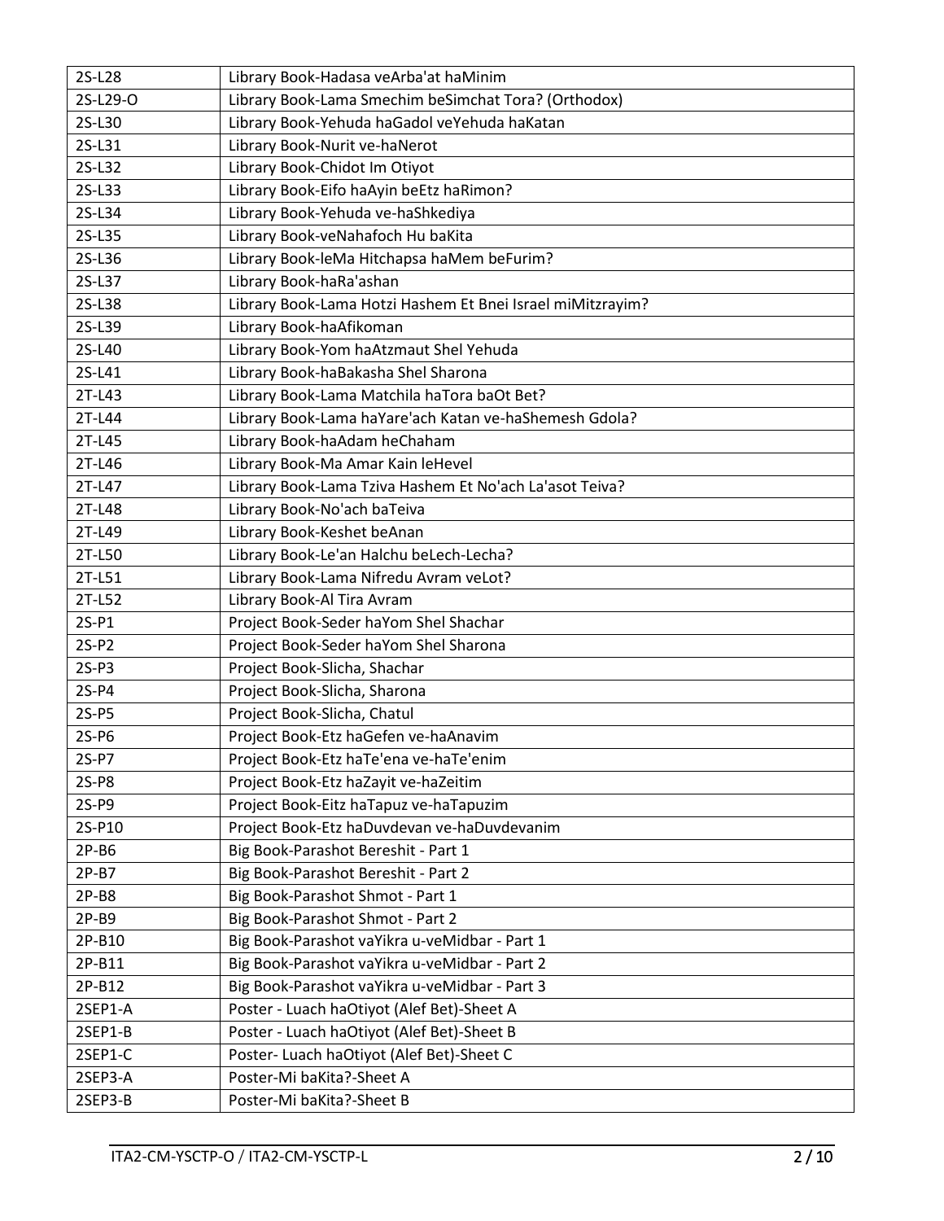| 2S-L28 | Library Book-Hadasa veArba'at haMinim |
|---|---|
| 2S-L29-O | Library Book-Lama Smechim beSimchat Tora? (Orthodox) |
| 2S-L30 | Library Book-Yehuda haGadol veYehuda haKatan |
| 2S-L31 | Library Book-Nurit ve-haNerot |
| 2S-L32 | Library Book-Chidot Im Otiyot |
| 2S-L33 | Library Book-Eifo haAyin beEtz haRimon? |
| 2S-L34 | Library Book-Yehuda ve-haShkediya |
| 2S-L35 | Library Book-veNahafoch Hu baKita |
| 2S-L36 | Library Book-leMa Hitchapsa haMem beFurim? |
| 2S-L37 | Library Book-haRa'ashan |
| 2S-L38 | Library Book-Lama Hotzi Hashem Et Bnei Israel miMitzrayim? |
| 2S-L39 | Library Book-haAfikoman |
| 2S-L40 | Library Book-Yom haAtzmaut Shel Yehuda |
| 2S-L41 | Library Book-haBakasha Shel Sharona |
| 2T-L43 | Library Book-Lama Matchila haTora baOt Bet? |
| 2T-L44 | Library Book-Lama haYare'ach Katan ve-haShemesh Gdola? |
| 2T-L45 | Library Book-haAdam heChaham |
| 2T-L46 | Library Book-Ma Amar Kain leHevel |
| 2T-L47 | Library Book-Lama Tziva Hashem Et No'ach La'asot Teiva? |
| 2T-L48 | Library Book-No'ach baTeiva |
| 2T-L49 | Library Book-Keshet beAnan |
| 2T-L50 | Library Book-Le'an Halchu beLech-Lecha? |
| 2T-L51 | Library Book-Lama Nifredu Avram veLot? |
| 2T-L52 | Library Book-Al Tira Avram |
| 2S-P1 | Project Book-Seder haYom Shel Shachar |
| 2S-P2 | Project Book-Seder haYom Shel Sharona |
| 2S-P3 | Project Book-Slicha, Shachar |
| 2S-P4 | Project Book-Slicha, Sharona |
| 2S-P5 | Project Book-Slicha, Chatul |
| 2S-P6 | Project Book-Etz haGefen ve-haAnavim |
| 2S-P7 | Project Book-Etz haTe'ena ve-haTe'enim |
| 2S-P8 | Project Book-Etz haZayit ve-haZeitim |
| 2S-P9 | Project Book-Eitz haTapuz ve-haTapuzim |
| 2S-P10 | Project Book-Etz haDuvdevan ve-haDuvdevanim |
| 2P-B6 | Big Book-Parashot Bereshit - Part 1 |
| 2P-B7 | Big Book-Parashot Bereshit - Part 2 |
| 2P-B8 | Big Book-Parashot Shmot - Part 1 |
| 2P-B9 | Big Book-Parashot Shmot - Part 2 |
| 2P-B10 | Big Book-Parashot vaYikra u-veMidbar - Part 1 |
| 2P-B11 | Big Book-Parashot vaYikra u-veMidbar - Part 2 |
| 2P-B12 | Big Book-Parashot vaYikra u-veMidbar - Part 3 |
| 2SEP1-A | Poster - Luach haOtiyot (Alef Bet)-Sheet A |
| 2SEP1-B | Poster - Luach haOtiyot (Alef Bet)-Sheet B |
| 2SEP1-C | Poster- Luach haOtiyot (Alef Bet)-Sheet C |
| 2SEP3-A | Poster-Mi baKita?-Sheet A |
| 2SEP3-B | Poster-Mi baKita?-Sheet B |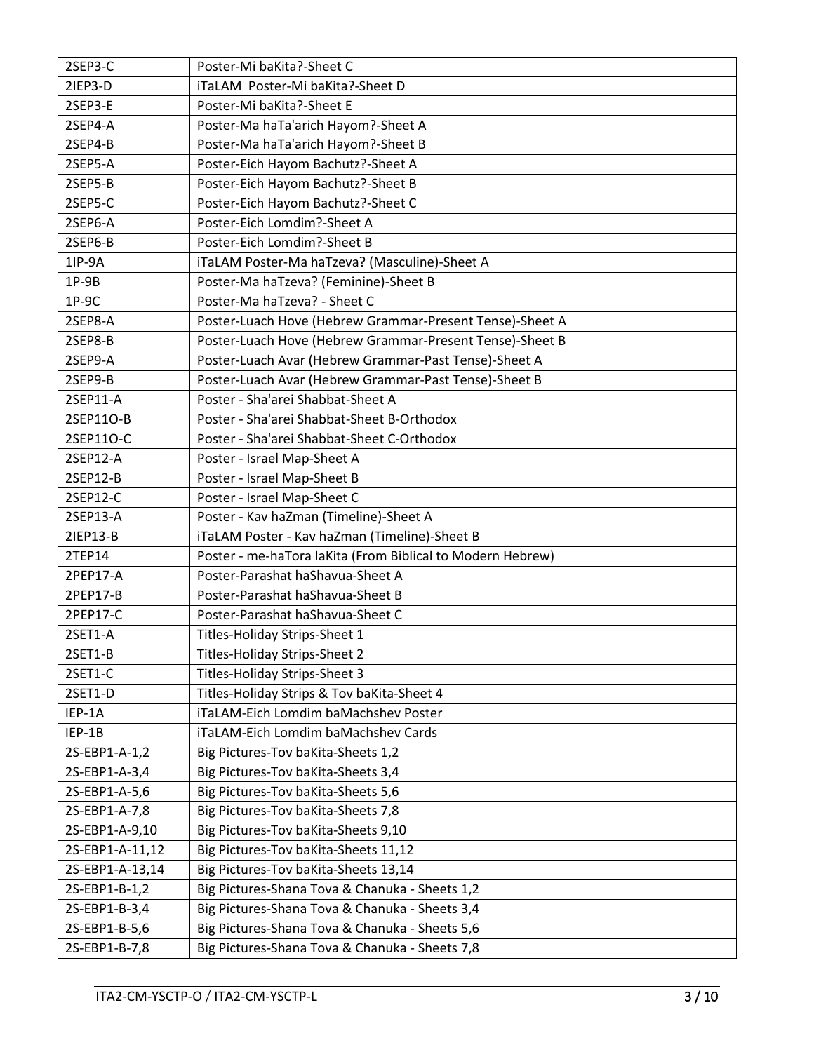| 2SEP3-C | Poster-Mi baKita?-Sheet C |
|---|---|
| 2IEP3-D | iTaLAM Poster-Mi baKita?-Sheet D |
| 2SEP3-E | Poster-Mi baKita?-Sheet E |
| 2SEP4-A | Poster-Ma haTa'arich Hayom?-Sheet A |
| 2SEP4-B | Poster-Ma haTa'arich Hayom?-Sheet B |
| 2SEP5-A | Poster-Eich Hayom Bachutz?-Sheet A |
| 2SEP5-B | Poster-Eich Hayom Bachutz?-Sheet B |
| 2SEP5-C | Poster-Eich Hayom Bachutz?-Sheet C |
| 2SEP6-A | Poster-Eich Lomdim?-Sheet A |
| 2SEP6-B | Poster-Eich Lomdim?-Sheet B |
| 1IP-9A | iTaLAM Poster-Ma haTzeva? (Masculine)-Sheet A |
| 1P-9B | Poster-Ma haTzeva? (Feminine)-Sheet B |
| 1P-9C | Poster-Ma haTzeva? - Sheet C |
| 2SEP8-A | Poster-Luach Hove (Hebrew Grammar-Present Tense)-Sheet A |
| 2SEP8-B | Poster-Luach Hove (Hebrew Grammar-Present Tense)-Sheet B |
| 2SEP9-A | Poster-Luach Avar (Hebrew Grammar-Past Tense)-Sheet A |
| 2SEP9-B | Poster-Luach Avar (Hebrew Grammar-Past Tense)-Sheet B |
| 2SEP11-A | Poster - Sha'arei Shabbat-Sheet A |
| 2SEP11O-B | Poster - Sha'arei Shabbat-Sheet B-Orthodox |
| 2SEP11O-C | Poster - Sha'arei Shabbat-Sheet C-Orthodox |
| 2SEP12-A | Poster - Israel Map-Sheet A |
| 2SEP12-B | Poster - Israel Map-Sheet B |
| 2SEP12-C | Poster - Israel Map-Sheet C |
| 2SEP13-A | Poster - Kav haZman (Timeline)-Sheet A |
| 2IEP13-B | iTaLAM Poster - Kav haZman (Timeline)-Sheet B |
| 2TEP14 | Poster - me-haTora laKita (From Biblical to Modern Hebrew) |
| 2PEP17-A | Poster-Parashat haShavua-Sheet A |
| 2PEP17-B | Poster-Parashat haShavua-Sheet B |
| 2PEP17-C | Poster-Parashat haShavua-Sheet C |
| 2SET1-A | Titles-Holiday Strips-Sheet 1 |
| 2SET1-B | Titles-Holiday Strips-Sheet 2 |
| 2SET1-C | Titles-Holiday Strips-Sheet 3 |
| 2SET1-D | Titles-Holiday Strips & Tov baKita-Sheet 4 |
| IEP-1A | iTaLAM-Eich Lomdim baMachshev Poster |
| IEP-1B | iTaLAM-Eich Lomdim baMachshev Cards |
| 2S-EBP1-A-1,2 | Big Pictures-Tov baKita-Sheets 1,2 |
| 2S-EBP1-A-3,4 | Big Pictures-Tov baKita-Sheets 3,4 |
| 2S-EBP1-A-5,6 | Big Pictures-Tov baKita-Sheets 5,6 |
| 2S-EBP1-A-7,8 | Big Pictures-Tov baKita-Sheets 7,8 |
| 2S-EBP1-A-9,10 | Big Pictures-Tov baKita-Sheets 9,10 |
| 2S-EBP1-A-11,12 | Big Pictures-Tov baKita-Sheets 11,12 |
| 2S-EBP1-A-13,14 | Big Pictures-Tov baKita-Sheets 13,14 |
| 2S-EBP1-B-1,2 | Big Pictures-Shana Tova & Chanuka - Sheets 1,2 |
| 2S-EBP1-B-3,4 | Big Pictures-Shana Tova & Chanuka - Sheets 3,4 |
| 2S-EBP1-B-5,6 | Big Pictures-Shana Tova & Chanuka - Sheets 5,6 |
| 2S-EBP1-B-7,8 | Big Pictures-Shana Tova & Chanuka - Sheets 7,8 |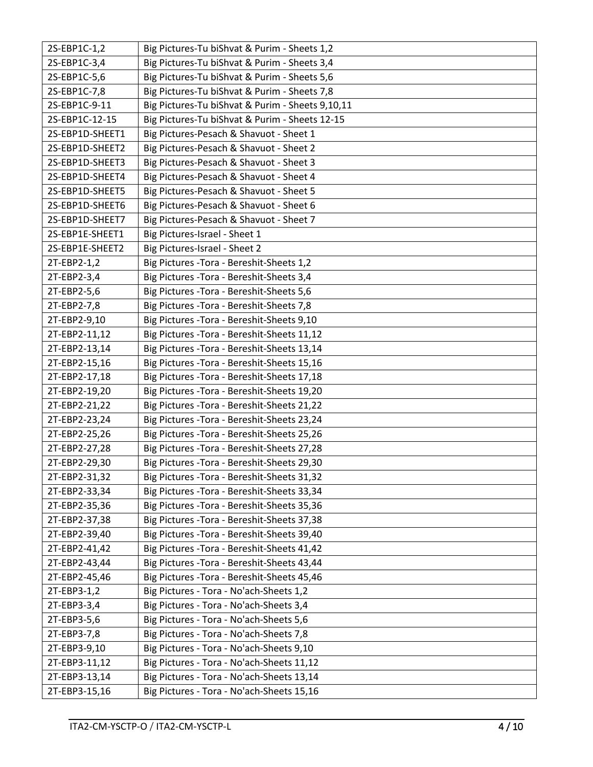| | |
|---|---|
| 2S-EBP1C-1,2 | Big Pictures-Tu biShvat & Purim - Sheets 1,2 |
| 2S-EBP1C-3,4 | Big Pictures-Tu biShvat & Purim - Sheets 3,4 |
| 2S-EBP1C-5,6 | Big Pictures-Tu biShvat & Purim - Sheets 5,6 |
| 2S-EBP1C-7,8 | Big Pictures-Tu biShvat & Purim - Sheets 7,8 |
| 2S-EBP1C-9-11 | Big Pictures-Tu biShvat & Purim - Sheets 9,10,11 |
| 2S-EBP1C-12-15 | Big Pictures-Tu biShvat & Purim - Sheets 12-15 |
| 2S-EBP1D-SHEET1 | Big Pictures-Pesach & Shavuot - Sheet 1 |
| 2S-EBP1D-SHEET2 | Big Pictures-Pesach & Shavuot - Sheet 2 |
| 2S-EBP1D-SHEET3 | Big Pictures-Pesach & Shavuot - Sheet 3 |
| 2S-EBP1D-SHEET4 | Big Pictures-Pesach & Shavuot - Sheet 4 |
| 2S-EBP1D-SHEET5 | Big Pictures-Pesach & Shavuot - Sheet 5 |
| 2S-EBP1D-SHEET6 | Big Pictures-Pesach & Shavuot - Sheet 6 |
| 2S-EBP1D-SHEET7 | Big Pictures-Pesach & Shavuot - Sheet 7 |
| 2S-EBP1E-SHEET1 | Big Pictures-Israel - Sheet 1 |
| 2S-EBP1E-SHEET2 | Big Pictures-Israel - Sheet 2 |
| 2T-EBP2-1,2 | Big Pictures -Tora - Bereshit-Sheets 1,2 |
| 2T-EBP2-3,4 | Big Pictures -Tora - Bereshit-Sheets 3,4 |
| 2T-EBP2-5,6 | Big Pictures -Tora - Bereshit-Sheets 5,6 |
| 2T-EBP2-7,8 | Big Pictures -Tora - Bereshit-Sheets 7,8 |
| 2T-EBP2-9,10 | Big Pictures -Tora - Bereshit-Sheets 9,10 |
| 2T-EBP2-11,12 | Big Pictures -Tora - Bereshit-Sheets 11,12 |
| 2T-EBP2-13,14 | Big Pictures -Tora - Bereshit-Sheets 13,14 |
| 2T-EBP2-15,16 | Big Pictures -Tora - Bereshit-Sheets 15,16 |
| 2T-EBP2-17,18 | Big Pictures -Tora - Bereshit-Sheets 17,18 |
| 2T-EBP2-19,20 | Big Pictures -Tora - Bereshit-Sheets 19,20 |
| 2T-EBP2-21,22 | Big Pictures -Tora - Bereshit-Sheets 21,22 |
| 2T-EBP2-23,24 | Big Pictures -Tora - Bereshit-Sheets 23,24 |
| 2T-EBP2-25,26 | Big Pictures -Tora - Bereshit-Sheets 25,26 |
| 2T-EBP2-27,28 | Big Pictures -Tora - Bereshit-Sheets 27,28 |
| 2T-EBP2-29,30 | Big Pictures -Tora - Bereshit-Sheets 29,30 |
| 2T-EBP2-31,32 | Big Pictures -Tora - Bereshit-Sheets 31,32 |
| 2T-EBP2-33,34 | Big Pictures -Tora - Bereshit-Sheets 33,34 |
| 2T-EBP2-35,36 | Big Pictures -Tora - Bereshit-Sheets 35,36 |
| 2T-EBP2-37,38 | Big Pictures -Tora - Bereshit-Sheets 37,38 |
| 2T-EBP2-39,40 | Big Pictures -Tora - Bereshit-Sheets 39,40 |
| 2T-EBP2-41,42 | Big Pictures -Tora - Bereshit-Sheets 41,42 |
| 2T-EBP2-43,44 | Big Pictures -Tora - Bereshit-Sheets 43,44 |
| 2T-EBP2-45,46 | Big Pictures -Tora - Bereshit-Sheets 45,46 |
| 2T-EBP3-1,2 | Big Pictures - Tora - No'ach-Sheets 1,2 |
| 2T-EBP3-3,4 | Big Pictures - Tora - No'ach-Sheets 3,4 |
| 2T-EBP3-5,6 | Big Pictures - Tora - No'ach-Sheets 5,6 |
| 2T-EBP3-7,8 | Big Pictures - Tora - No'ach-Sheets 7,8 |
| 2T-EBP3-9,10 | Big Pictures - Tora - No'ach-Sheets 9,10 |
| 2T-EBP3-11,12 | Big Pictures - Tora - No'ach-Sheets 11,12 |
| 2T-EBP3-13,14 | Big Pictures - Tora - No'ach-Sheets 13,14 |
| 2T-EBP3-15,16 | Big Pictures - Tora - No'ach-Sheets 15,16 |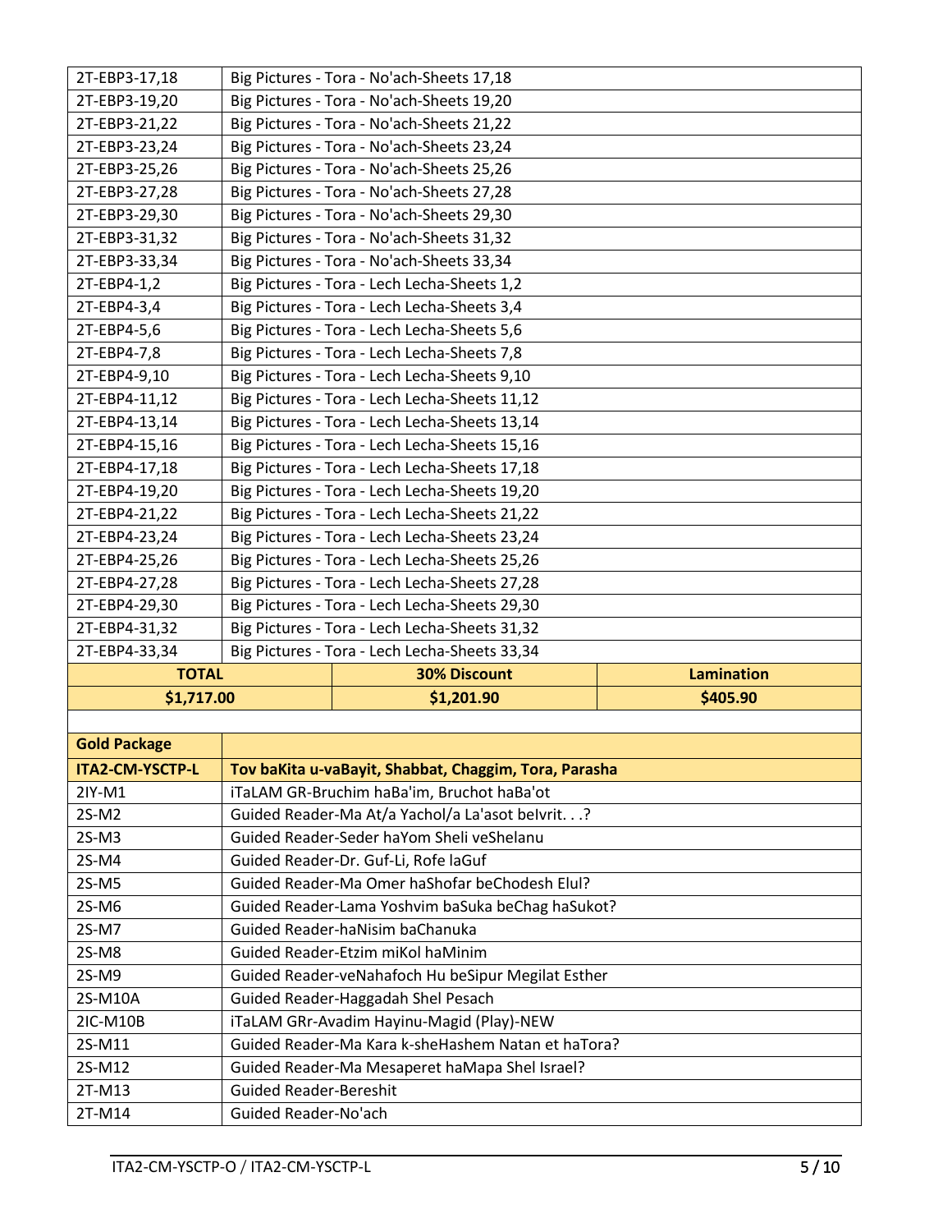| | |
|---|---|
| 2T-EBP3-17,18 | Big Pictures - Tora - No'ach-Sheets 17,18 |
| 2T-EBP3-19,20 | Big Pictures - Tora - No'ach-Sheets 19,20 |
| 2T-EBP3-21,22 | Big Pictures - Tora - No'ach-Sheets 21,22 |
| 2T-EBP3-23,24 | Big Pictures - Tora - No'ach-Sheets 23,24 |
| 2T-EBP3-25,26 | Big Pictures - Tora - No'ach-Sheets 25,26 |
| 2T-EBP3-27,28 | Big Pictures - Tora - No'ach-Sheets 27,28 |
| 2T-EBP3-29,30 | Big Pictures - Tora - No'ach-Sheets 29,30 |
| 2T-EBP3-31,32 | Big Pictures - Tora - No'ach-Sheets 31,32 |
| 2T-EBP3-33,34 | Big Pictures - Tora - No'ach-Sheets 33,34 |
| 2T-EBP4-1,2 | Big Pictures - Tora - Lech Lecha-Sheets 1,2 |
| 2T-EBP4-3,4 | Big Pictures - Tora - Lech Lecha-Sheets 3,4 |
| 2T-EBP4-5,6 | Big Pictures - Tora - Lech Lecha-Sheets 5,6 |
| 2T-EBP4-7,8 | Big Pictures - Tora - Lech Lecha-Sheets 7,8 |
| 2T-EBP4-9,10 | Big Pictures - Tora - Lech Lecha-Sheets 9,10 |
| 2T-EBP4-11,12 | Big Pictures - Tora - Lech Lecha-Sheets 11,12 |
| 2T-EBP4-13,14 | Big Pictures - Tora - Lech Lecha-Sheets 13,14 |
| 2T-EBP4-15,16 | Big Pictures - Tora - Lech Lecha-Sheets 15,16 |
| 2T-EBP4-17,18 | Big Pictures - Tora - Lech Lecha-Sheets 17,18 |
| 2T-EBP4-19,20 | Big Pictures - Tora - Lech Lecha-Sheets 19,20 |
| 2T-EBP4-21,22 | Big Pictures - Tora - Lech Lecha-Sheets 21,22 |
| 2T-EBP4-23,24 | Big Pictures - Tora - Lech Lecha-Sheets 23,24 |
| 2T-EBP4-25,26 | Big Pictures - Tora - Lech Lecha-Sheets 25,26 |
| 2T-EBP4-27,28 | Big Pictures - Tora - Lech Lecha-Sheets 27,28 |
| 2T-EBP4-29,30 | Big Pictures - Tora - Lech Lecha-Sheets 29,30 |
| 2T-EBP4-31,32 | Big Pictures - Tora - Lech Lecha-Sheets 31,32 |
| 2T-EBP4-33,34 | Big Pictures - Tora - Lech Lecha-Sheets 33,34 |

| TOTAL | 30% Discount | Lamination |
|---|---|---|
| $1,717.00 | $1,201.90 | $405.90 |

| **Gold Package** | |
|---|---|
| **ITA2-CM-YSCTP-L** | **Tov baKita u-vaBayit, Shabbat, Chaggim, Tora, Parasha** |
| 2IY-M1 | iTaLAM GR-Bruchim haBa'im, Bruchot haBa'ot |
| 2S-M2 | Guided Reader-Ma At/a Yachol/a La'asot beIvrit. . .? |
| 2S-M3 | Guided Reader-Seder haYom Sheli veShelanu |
| 2S-M4 | Guided Reader-Dr. Guf-Li, Rofe laGuf |
| 2S-M5 | Guided Reader-Ma Omer haShofar beChodesh Elul? |
| 2S-M6 | Guided Reader-Lama Yoshvim baSuka beChag haSukot? |
| 2S-M7 | Guided Reader-haNisim baChanuka |
| 2S-M8 | Guided Reader-Etzim miKol haMinim |
| 2S-M9 | Guided Reader-veNahafoch Hu beSipur Megilat Esther |
| 2S-M10A | Guided Reader-Haggadah Shel Pesach |
| 2IC-M10B | iTaLAM GRr-Avadim Hayinu-Magid (Play)-NEW |
| 2S-M11 | Guided Reader-Ma Kara k-sheHashem Natan et haTora? |
| 2S-M12 | Guided Reader-Ma Mesaperet haMapa Shel Israel? |
| 2T-M13 | Guided Reader-Bereshit |
| 2T-M14 | Guided Reader-No'ach |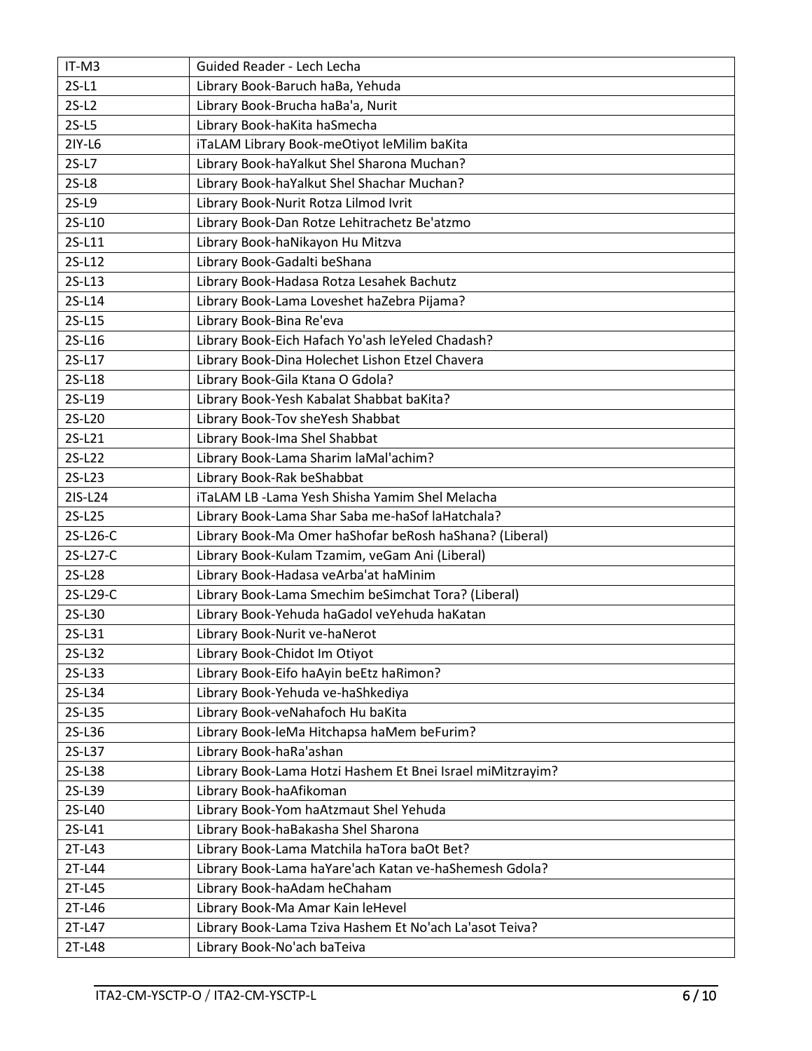| IT-M3 | Guided Reader - Lech Lecha |
|---|---|
| 2S-L1 | Library Book-Baruch haBa, Yehuda |
| 2S-L2 | Library Book-Brucha haBa'a, Nurit |
| 2S-L5 | Library Book-haKita haSmecha |
| 2IY-L6 | iTaLAM Library Book-meOtiyot leMilim baKita |
| 2S-L7 | Library Book-haYalkut Shel Sharona Muchan? |
| 2S-L8 | Library Book-haYalkut Shel Shachar Muchan? |
| 2S-L9 | Library Book-Nurit Rotza Lilmod Ivrit |
| 2S-L10 | Library Book-Dan Rotze Lehitrachetz Be'atzmo |
| 2S-L11 | Library Book-haNikayon Hu Mitzva |
| 2S-L12 | Library Book-Gadalti beShana |
| 2S-L13 | Library Book-Hadasa Rotza Lesahek Bachutz |
| 2S-L14 | Library Book-Lama Loveshet haZebra Pijama? |
| 2S-L15 | Library Book-Bina Re'eva |
| 2S-L16 | Library Book-Eich Hafach Yo'ash leYeled Chadash? |
| 2S-L17 | Library Book-Dina Holechet Lishon Etzel Chavera |
| 2S-L18 | Library Book-Gila Ktana O Gdola? |
| 2S-L19 | Library Book-Yesh Kabalat Shabbat baKita? |
| 2S-L20 | Library Book-Tov sheYesh Shabbat |
| 2S-L21 | Library Book-Ima Shel Shabbat |
| 2S-L22 | Library Book-Lama Sharim laMal'achim? |
| 2S-L23 | Library Book-Rak beShabbat |
| 2IS-L24 | iTaLAM LB -Lama Yesh Shisha Yamim Shel Melacha |
| 2S-L25 | Library Book-Lama Shar Saba me-haSof laHatchala? |
| 2S-L26-C | Library Book-Ma Omer haShofar beRosh haShana? (Liberal) |
| 2S-L27-C | Library Book-Kulam Tzamim, veGam Ani (Liberal) |
| 2S-L28 | Library Book-Hadasa veArba'at haMinim |
| 2S-L29-C | Library Book-Lama Smechim beSimchat Tora? (Liberal) |
| 2S-L30 | Library Book-Yehuda haGadol veYehuda haKatan |
| 2S-L31 | Library Book-Nurit ve-haNerot |
| 2S-L32 | Library Book-Chidot Im Otiyot |
| 2S-L33 | Library Book-Eifo haAyin beEtz haRimon? |
| 2S-L34 | Library Book-Yehuda ve-haShkediya |
| 2S-L35 | Library Book-veNahafoch Hu baKita |
| 2S-L36 | Library Book-leMa Hitchapsa haMem beFurim? |
| 2S-L37 | Library Book-haRa'ashan |
| 2S-L38 | Library Book-Lama Hotzi Hashem Et Bnei Israel miMitzrayim? |
| 2S-L39 | Library Book-haAfikoman |
| 2S-L40 | Library Book-Yom haAtzmaut Shel Yehuda |
| 2S-L41 | Library Book-haBakasha Shel Sharona |
| 2T-L43 | Library Book-Lama Matchila haTora baOt Bet? |
| 2T-L44 | Library Book-Lama haYare'ach Katan ve-haShemesh Gdola? |
| 2T-L45 | Library Book-haAdam heChaham |
| 2T-L46 | Library Book-Ma Amar Kain leHevel |
| 2T-L47 | Library Book-Lama Tziva Hashem Et No'ach La'asot Teiva? |
| 2T-L48 | Library Book-No'ach baTeiva |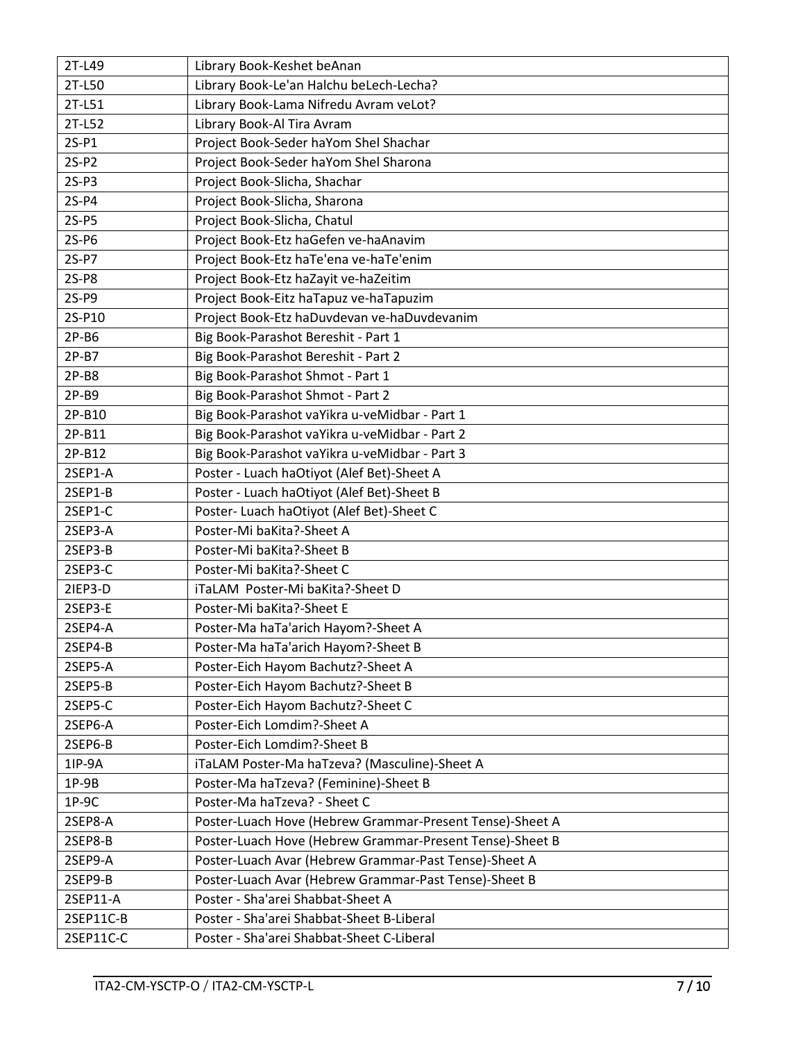| 2T-L49 | Library Book-Keshet beAnan |
|---|---|
| 2T-L50 | Library Book-Le'an Halchu beLech-Lecha? |
| 2T-L51 | Library Book-Lama Nifredu Avram veLot? |
| 2T-L52 | Library Book-Al Tira Avram |
| 2S-P1 | Project Book-Seder haYom Shel Shachar |
| 2S-P2 | Project Book-Seder haYom Shel Sharona |
| 2S-P3 | Project Book-Slicha, Shachar |
| 2S-P4 | Project Book-Slicha, Sharona |
| 2S-P5 | Project Book-Slicha, Chatul |
| 2S-P6 | Project Book-Etz haGefen ve-haAnavim |
| 2S-P7 | Project Book-Etz haTe'ena ve-haTe'enim |
| 2S-P8 | Project Book-Etz haZayit ve-haZeitim |
| 2S-P9 | Project Book-Eitz haTapuz ve-haTapuzim |
| 2S-P10 | Project Book-Etz haDuvdevan ve-haDuvdevanim |
| 2P-B6 | Big Book-Parashot Bereshit - Part 1 |
| 2P-B7 | Big Book-Parashot Bereshit - Part 2 |
| 2P-B8 | Big Book-Parashot Shmot - Part 1 |
| 2P-B9 | Big Book-Parashot Shmot - Part 2 |
| 2P-B10 | Big Book-Parashot vaYikra u-veMidbar - Part 1 |
| 2P-B11 | Big Book-Parashot vaYikra u-veMidbar - Part 2 |
| 2P-B12 | Big Book-Parashot vaYikra u-veMidbar - Part 3 |
| 2SEP1-A | Poster - Luach haOtiyot (Alef Bet)-Sheet A |
| 2SEP1-B | Poster - Luach haOtiyot (Alef Bet)-Sheet B |
| 2SEP1-C | Poster- Luach haOtiyot (Alef Bet)-Sheet C |
| 2SEP3-A | Poster-Mi baKita?-Sheet A |
| 2SEP3-B | Poster-Mi baKita?-Sheet B |
| 2SEP3-C | Poster-Mi baKita?-Sheet C |
| 2IEP3-D | iTaLAM Poster-Mi baKita?-Sheet D |
| 2SEP3-E | Poster-Mi baKita?-Sheet E |
| 2SEP4-A | Poster-Ma haTa'arich Hayom?-Sheet A |
| 2SEP4-B | Poster-Ma haTa'arich Hayom?-Sheet B |
| 2SEP5-A | Poster-Eich Hayom Bachutz?-Sheet A |
| 2SEP5-B | Poster-Eich Hayom Bachutz?-Sheet B |
| 2SEP5-C | Poster-Eich Hayom Bachutz?-Sheet C |
| 2SEP6-A | Poster-Eich Lomdim?-Sheet A |
| 2SEP6-B | Poster-Eich Lomdim?-Sheet B |
| 1IP-9A | iTaLAM Poster-Ma haTzeva? (Masculine)-Sheet A |
| 1P-9B | Poster-Ma haTzeva? (Feminine)-Sheet B |
| 1P-9C | Poster-Ma haTzeva? - Sheet C |
| 2SEP8-A | Poster-Luach Hove (Hebrew Grammar-Present Tense)-Sheet A |
| 2SEP8-B | Poster-Luach Hove (Hebrew Grammar-Present Tense)-Sheet B |
| 2SEP9-A | Poster-Luach Avar (Hebrew Grammar-Past Tense)-Sheet A |
| 2SEP9-B | Poster-Luach Avar (Hebrew Grammar-Past Tense)-Sheet B |
| 2SEP11-A | Poster - Sha'arei Shabbat-Sheet A |
| 2SEP11C-B | Poster - Sha'arei Shabbat-Sheet B-Liberal |
| 2SEP11C-C | Poster - Sha'arei Shabbat-Sheet C-Liberal |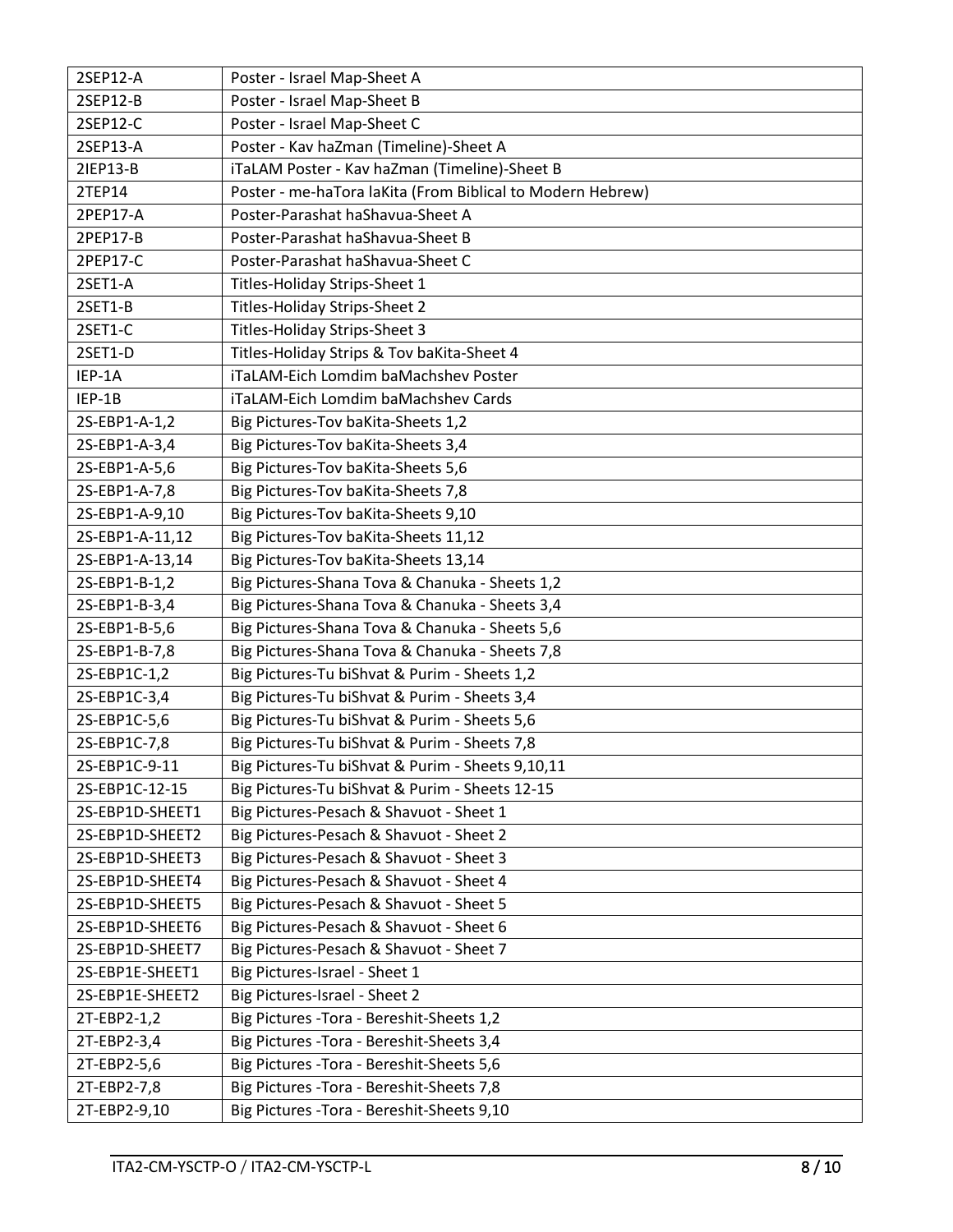| 2SEP12-A | Poster - Israel Map-Sheet A |
|---|---|
| 2SEP12-B | Poster - Israel Map-Sheet B |
| 2SEP12-C | Poster - Israel Map-Sheet C |
| 2SEP13-A | Poster - Kav haZman (Timeline)-Sheet A |
| 2IEP13-B | iTaLAM Poster - Kav haZman (Timeline)-Sheet B |
| 2TEP14 | Poster - me-haTora laKita (From Biblical to Modern Hebrew) |
| 2PEP17-A | Poster-Parashat haShavua-Sheet A |
| 2PEP17-B | Poster-Parashat haShavua-Sheet B |
| 2PEP17-C | Poster-Parashat haShavua-Sheet C |
| 2SET1-A | Titles-Holiday Strips-Sheet 1 |
| 2SET1-B | Titles-Holiday Strips-Sheet 2 |
| 2SET1-C | Titles-Holiday Strips-Sheet 3 |
| 2SET1-D | Titles-Holiday Strips & Tov baKita-Sheet 4 |
| IEP-1A | iTaLAM-Eich Lomdim baMachshev Poster |
| IEP-1B | iTaLAM-Eich Lomdim baMachshev Cards |
| 2S-EBP1-A-1,2 | Big Pictures-Tov baKita-Sheets 1,2 |
| 2S-EBP1-A-3,4 | Big Pictures-Tov baKita-Sheets 3,4 |
| 2S-EBP1-A-5,6 | Big Pictures-Tov baKita-Sheets 5,6 |
| 2S-EBP1-A-7,8 | Big Pictures-Tov baKita-Sheets 7,8 |
| 2S-EBP1-A-9,10 | Big Pictures-Tov baKita-Sheets 9,10 |
| 2S-EBP1-A-11,12 | Big Pictures-Tov baKita-Sheets 11,12 |
| 2S-EBP1-A-13,14 | Big Pictures-Tov baKita-Sheets 13,14 |
| 2S-EBP1-B-1,2 | Big Pictures-Shana Tova & Chanuka - Sheets 1,2 |
| 2S-EBP1-B-3,4 | Big Pictures-Shana Tova & Chanuka - Sheets 3,4 |
| 2S-EBP1-B-5,6 | Big Pictures-Shana Tova & Chanuka - Sheets 5,6 |
| 2S-EBP1-B-7,8 | Big Pictures-Shana Tova & Chanuka - Sheets 7,8 |
| 2S-EBP1C-1,2 | Big Pictures-Tu biShvat & Purim - Sheets 1,2 |
| 2S-EBP1C-3,4 | Big Pictures-Tu biShvat & Purim - Sheets 3,4 |
| 2S-EBP1C-5,6 | Big Pictures-Tu biShvat & Purim - Sheets 5,6 |
| 2S-EBP1C-7,8 | Big Pictures-Tu biShvat & Purim - Sheets 7,8 |
| 2S-EBP1C-9-11 | Big Pictures-Tu biShvat & Purim - Sheets 9,10,11 |
| 2S-EBP1C-12-15 | Big Pictures-Tu biShvat & Purim - Sheets 12-15 |
| 2S-EBP1D-SHEET1 | Big Pictures-Pesach & Shavuot - Sheet 1 |
| 2S-EBP1D-SHEET2 | Big Pictures-Pesach & Shavuot - Sheet 2 |
| 2S-EBP1D-SHEET3 | Big Pictures-Pesach & Shavuot - Sheet 3 |
| 2S-EBP1D-SHEET4 | Big Pictures-Pesach & Shavuot - Sheet 4 |
| 2S-EBP1D-SHEET5 | Big Pictures-Pesach & Shavuot - Sheet 5 |
| 2S-EBP1D-SHEET6 | Big Pictures-Pesach & Shavuot - Sheet 6 |
| 2S-EBP1D-SHEET7 | Big Pictures-Pesach & Shavuot - Sheet 7 |
| 2S-EBP1E-SHEET1 | Big Pictures-Israel - Sheet 1 |
| 2S-EBP1E-SHEET2 | Big Pictures-Israel - Sheet 2 |
| 2T-EBP2-1,2 | Big Pictures -Tora - Bereshit-Sheets 1,2 |
| 2T-EBP2-3,4 | Big Pictures -Tora - Bereshit-Sheets 3,4 |
| 2T-EBP2-5,6 | Big Pictures -Tora - Bereshit-Sheets 5,6 |
| 2T-EBP2-7,8 | Big Pictures -Tora - Bereshit-Sheets 7,8 |
| 2T-EBP2-9,10 | Big Pictures -Tora - Bereshit-Sheets 9,10 |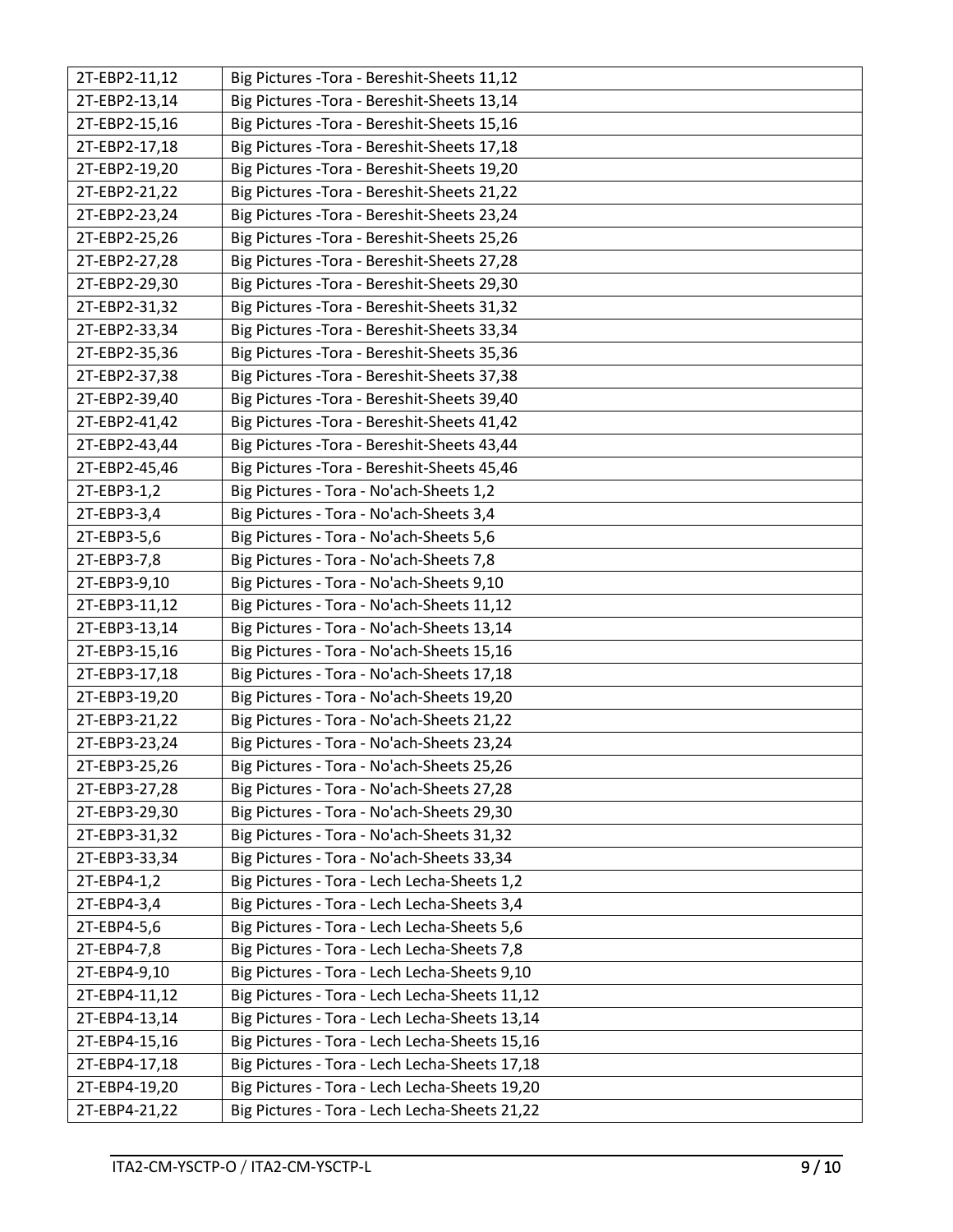| 2T-EBP2-11,12 | Big Pictures -Tora - Bereshit-Sheets 11,12 |
|---|---|
| 2T-EBP2-13,14 | Big Pictures -Tora - Bereshit-Sheets 13,14 |
| 2T-EBP2-15,16 | Big Pictures -Tora - Bereshit-Sheets 15,16 |
| 2T-EBP2-17,18 | Big Pictures -Tora - Bereshit-Sheets 17,18 |
| 2T-EBP2-19,20 | Big Pictures -Tora - Bereshit-Sheets 19,20 |
| 2T-EBP2-21,22 | Big Pictures -Tora - Bereshit-Sheets 21,22 |
| 2T-EBP2-23,24 | Big Pictures -Tora - Bereshit-Sheets 23,24 |
| 2T-EBP2-25,26 | Big Pictures -Tora - Bereshit-Sheets 25,26 |
| 2T-EBP2-27,28 | Big Pictures -Tora - Bereshit-Sheets 27,28 |
| 2T-EBP2-29,30 | Big Pictures -Tora - Bereshit-Sheets 29,30 |
| 2T-EBP2-31,32 | Big Pictures -Tora - Bereshit-Sheets 31,32 |
| 2T-EBP2-33,34 | Big Pictures -Tora - Bereshit-Sheets 33,34 |
| 2T-EBP2-35,36 | Big Pictures -Tora - Bereshit-Sheets 35,36 |
| 2T-EBP2-37,38 | Big Pictures -Tora - Bereshit-Sheets 37,38 |
| 2T-EBP2-39,40 | Big Pictures -Tora - Bereshit-Sheets 39,40 |
| 2T-EBP2-41,42 | Big Pictures -Tora - Bereshit-Sheets 41,42 |
| 2T-EBP2-43,44 | Big Pictures -Tora - Bereshit-Sheets 43,44 |
| 2T-EBP2-45,46 | Big Pictures -Tora - Bereshit-Sheets 45,46 |
| 2T-EBP3-1,2 | Big Pictures - Tora - No'ach-Sheets 1,2 |
| 2T-EBP3-3,4 | Big Pictures - Tora - No'ach-Sheets 3,4 |
| 2T-EBP3-5,6 | Big Pictures - Tora - No'ach-Sheets 5,6 |
| 2T-EBP3-7,8 | Big Pictures - Tora - No'ach-Sheets 7,8 |
| 2T-EBP3-9,10 | Big Pictures - Tora - No'ach-Sheets 9,10 |
| 2T-EBP3-11,12 | Big Pictures - Tora - No'ach-Sheets 11,12 |
| 2T-EBP3-13,14 | Big Pictures - Tora - No'ach-Sheets 13,14 |
| 2T-EBP3-15,16 | Big Pictures - Tora - No'ach-Sheets 15,16 |
| 2T-EBP3-17,18 | Big Pictures - Tora - No'ach-Sheets 17,18 |
| 2T-EBP3-19,20 | Big Pictures - Tora - No'ach-Sheets 19,20 |
| 2T-EBP3-21,22 | Big Pictures - Tora - No'ach-Sheets 21,22 |
| 2T-EBP3-23,24 | Big Pictures - Tora - No'ach-Sheets 23,24 |
| 2T-EBP3-25,26 | Big Pictures - Tora - No'ach-Sheets 25,26 |
| 2T-EBP3-27,28 | Big Pictures - Tora - No'ach-Sheets 27,28 |
| 2T-EBP3-29,30 | Big Pictures - Tora - No'ach-Sheets 29,30 |
| 2T-EBP3-31,32 | Big Pictures - Tora - No'ach-Sheets 31,32 |
| 2T-EBP3-33,34 | Big Pictures - Tora - No'ach-Sheets 33,34 |
| 2T-EBP4-1,2 | Big Pictures - Tora - Lech Lecha-Sheets 1,2 |
| 2T-EBP4-3,4 | Big Pictures - Tora - Lech Lecha-Sheets 3,4 |
| 2T-EBP4-5,6 | Big Pictures - Tora - Lech Lecha-Sheets 5,6 |
| 2T-EBP4-7,8 | Big Pictures - Tora - Lech Lecha-Sheets 7,8 |
| 2T-EBP4-9,10 | Big Pictures - Tora - Lech Lecha-Sheets 9,10 |
| 2T-EBP4-11,12 | Big Pictures - Tora - Lech Lecha-Sheets 11,12 |
| 2T-EBP4-13,14 | Big Pictures - Tora - Lech Lecha-Sheets 13,14 |
| 2T-EBP4-15,16 | Big Pictures - Tora - Lech Lecha-Sheets 15,16 |
| 2T-EBP4-17,18 | Big Pictures - Tora - Lech Lecha-Sheets 17,18 |
| 2T-EBP4-19,20 | Big Pictures - Tora - Lech Lecha-Sheets 19,20 |
| 2T-EBP4-21,22 | Big Pictures - Tora - Lech Lecha-Sheets 21,22 |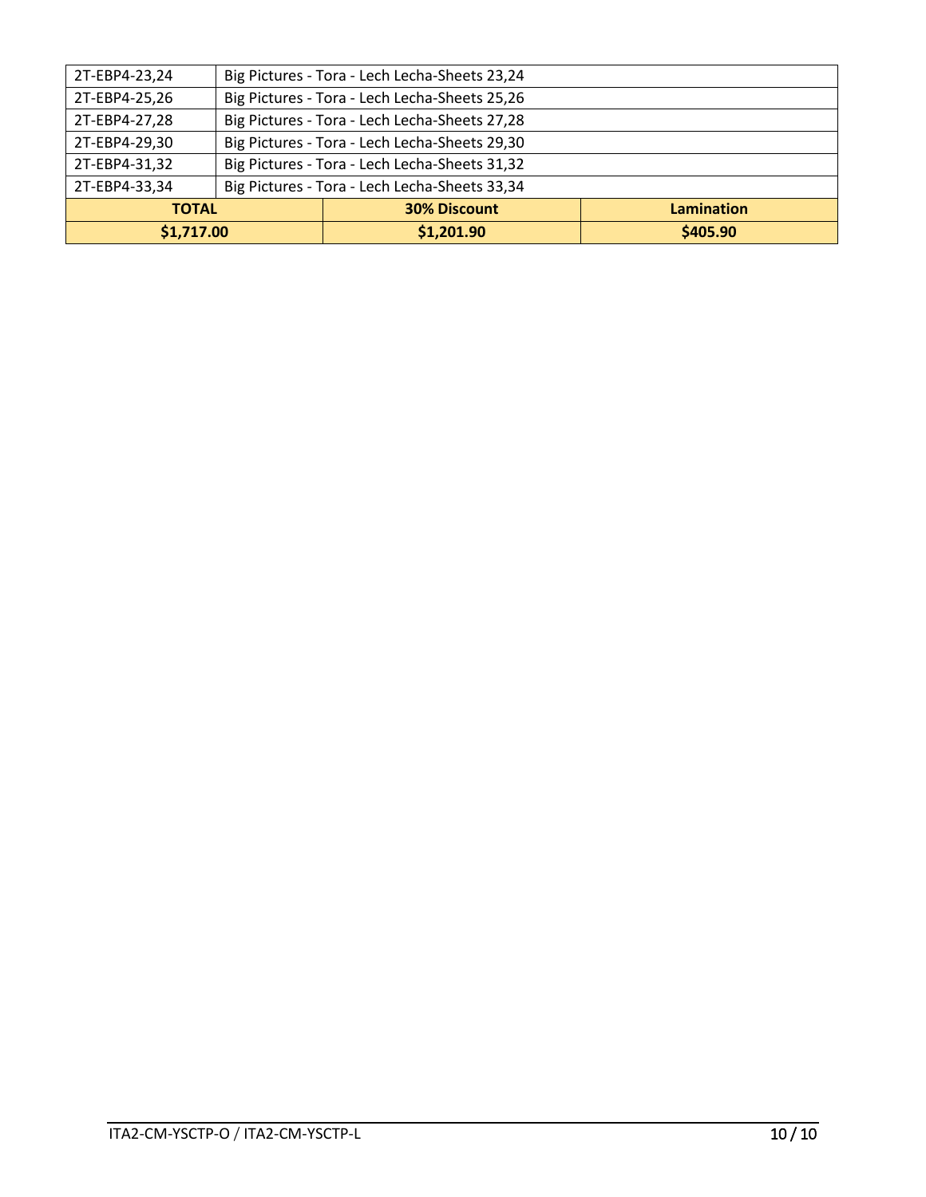| | | |
|---|---|---|
| 2T-EBP4-23,24 | Big Pictures - Tora - Lech Lecha-Sheets 23,24 | |
| 2T-EBP4-25,26 | Big Pictures - Tora - Lech Lecha-Sheets 25,26 | |
| 2T-EBP4-27,28 | Big Pictures - Tora - Lech Lecha-Sheets 27,28 | |
| 2T-EBP4-29,30 | Big Pictures - Tora - Lech Lecha-Sheets 29,30 | |
| 2T-EBP4-31,32 | Big Pictures - Tora - Lech Lecha-Sheets 31,32 | |
| 2T-EBP4-33,34 | Big Pictures - Tora - Lech Lecha-Sheets 33,34 | |
| **TOTAL** | **30% Discount** | **Lamination** |
| **$1,717.00** | **$1,201.90** | **$405.90** |

ITA2-CM-YSCTP-O / ITA2-CM-YSCTP-L